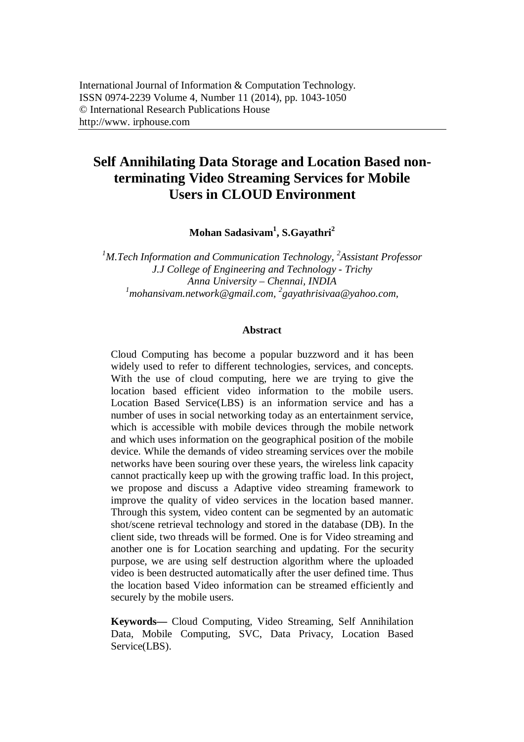International Journal of Information & Computation Technology.
ISSN 0974-2239 Volume 4, Number 11 (2014), pp. 1043-1050
© International Research Publications House
http://www. irphouse.com

# Self Annihilating Data Storage and Location Based non-terminating Video Streaming Services for Mobile Users in CLOUD Environment

**Mohan Sadasivam[1], S.Gayathri[2]**

*[1]M.Tech Information and Communication Technology, [2]Assistant Professor*
*J.J College of Engineering and Technology - Trichy*
*Anna University – Chennai, INDIA*
*[1]mohansivam.network@gmail.com, [2]gayathrisivaa@yahoo.com,*

## Abstract

Cloud Computing has become a popular buzzword and it has been widely used to refer to different technologies, services, and concepts. With the use of cloud computing, here we are trying to give the location based efficient video information to the mobile users. Location Based Service(LBS) is an information service and has a number of uses in social networking today as an entertainment service, which is accessible with mobile devices through the mobile network and which uses information on the geographical position of the mobile device. While the demands of video streaming services over the mobile networks have been souring over these years, the wireless link capacity cannot practically keep up with the growing traffic load. In this project, we propose and discuss a Adaptive video streaming framework to improve the quality of video services in the location based manner. Through this system, video content can be segmented by an automatic shot/scene retrieval technology and stored in the database (DB). In the client side, two threads will be formed. One is for Video streaming and another one is for Location searching and updating. For the security purpose, we are using self destruction algorithm where the uploaded video is been destructed automatically after the user defined time. Thus the location based Video information can be streamed efficiently and securely by the mobile users.

**Keywords—** Cloud Computing, Video Streaming, Self Annihilation Data, Mobile Computing, SVC, Data Privacy, Location Based Service(LBS).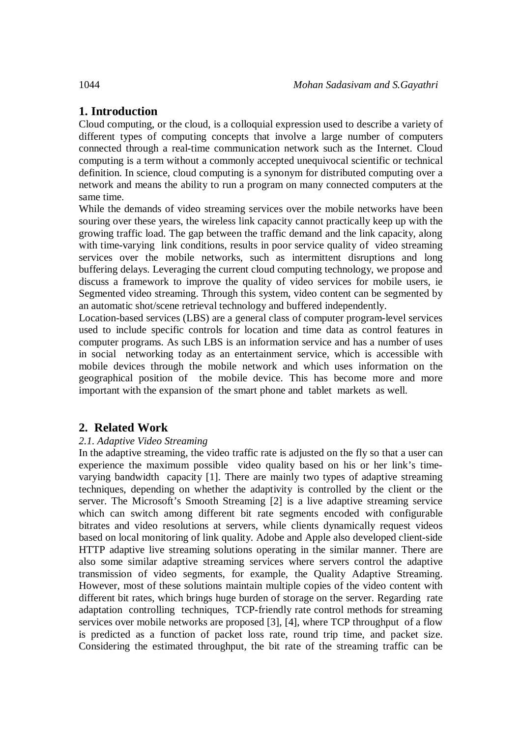## 1. Introduction

Cloud computing, or the cloud, is a colloquial expression used to describe a variety of different types of computing concepts that involve a large number of computers connected through a real-time communication network such as the Internet. Cloud computing is a term without a commonly accepted unequivocal scientific or technical definition. In science, cloud computing is a synonym for distributed computing over a network and means the ability to run a program on many connected computers at the same time.

While the demands of video streaming services over the mobile networks have been souring over these years, the wireless link capacity cannot practically keep up with the growing traffic load. The gap between the traffic demand and the link capacity, along with time-varying link conditions, results in poor service quality of video streaming services over the mobile networks, such as intermittent disruptions and long buffering delays. Leveraging the current cloud computing technology, we propose and discuss a framework to improve the quality of video services for mobile users, ie Segmented video streaming. Through this system, video content can be segmented by an automatic shot/scene retrieval technology and buffered independently.

Location-based services (LBS) are a general class of computer program-level services used to include specific controls for location and time data as control features in computer programs. As such LBS is an information service and has a number of uses in social networking today as an entertainment service, which is accessible with mobile devices through the mobile network and which uses information on the geographical position of the mobile device. This has become more and more important with the expansion of the smart phone and tablet markets as well.

## 2. Related Work

### *2.1. Adaptive Video Streaming*

In the adaptive streaming, the video traffic rate is adjusted on the fly so that a user can experience the maximum possible video quality based on his or her link's time-varying bandwidth capacity [1]. There are mainly two types of adaptive streaming techniques, depending on whether the adaptivity is controlled by the client or the server. The Microsoft's Smooth Streaming [2] is a live adaptive streaming service which can switch among different bit rate segments encoded with configurable bitrates and video resolutions at servers, while clients dynamically request videos based on local monitoring of link quality. Adobe and Apple also developed client-side HTTP adaptive live streaming solutions operating in the similar manner. There are also some similar adaptive streaming services where servers control the adaptive transmission of video segments, for example, the Quality Adaptive Streaming. However, most of these solutions maintain multiple copies of the video content with different bit rates, which brings huge burden of storage on the server. Regarding rate adaptation controlling techniques, TCP-friendly rate control methods for streaming services over mobile networks are proposed [3], [4], where TCP throughput of a flow is predicted as a function of packet loss rate, round trip time, and packet size. Considering the estimated throughput, the bit rate of the streaming traffic can be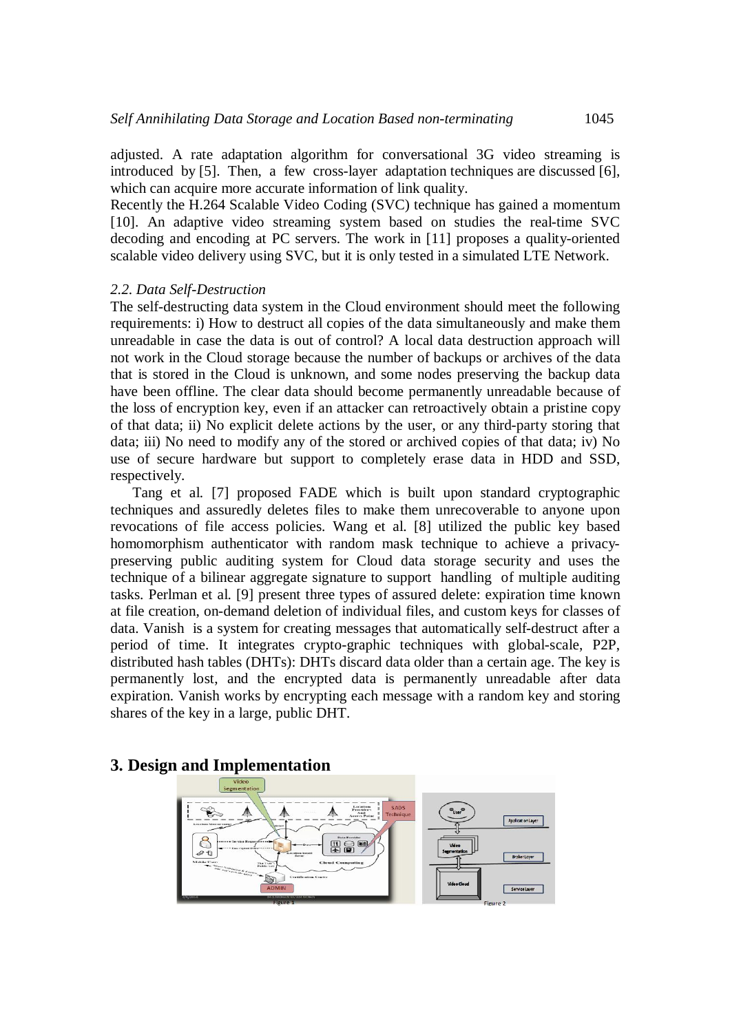adjusted. A rate adaptation algorithm for conversational 3G video streaming is introduced by [5]. Then, a few cross-layer adaptation techniques are discussed [6], which can acquire more accurate information of link quality.

Recently the H.264 Scalable Video Coding (SVC) technique has gained a momentum [10]. An adaptive video streaming system based on studies the real-time SVC decoding and encoding at PC servers. The work in [11] proposes a quality-oriented scalable video delivery using SVC, but it is only tested in a simulated LTE Network.

### *2.2. Data Self-Destruction*

The self-destructing data system in the Cloud environment should meet the following requirements: i) How to destruct all copies of the data simultaneously and make them unreadable in case the data is out of control? A local data destruction approach will not work in the Cloud storage because the number of backups or archives of the data that is stored in the Cloud is unknown, and some nodes preserving the backup data have been offline. The clear data should become permanently unreadable because of the loss of encryption key, even if an attacker can retroactively obtain a pristine copy of that data; ii) No explicit delete actions by the user, or any third-party storing that data; iii) No need to modify any of the stored or archived copies of that data; iv) No use of secure hardware but support to completely erase data in HDD and SSD, respectively.

Tang et al. [7] proposed FADE which is built upon standard cryptographic techniques and assuredly deletes files to make them unrecoverable to anyone upon revocations of file access policies. Wang et al. [8] utilized the public key based homomorphism authenticator with random mask technique to achieve a privacy-preserving public auditing system for Cloud data storage security and uses the technique of a bilinear aggregate signature to support handling of multiple auditing tasks. Perlman et al. [9] present three types of assured delete: expiration time known at file creation, on-demand deletion of individual files, and custom keys for classes of data. Vanish is a system for creating messages that automatically self-destruct after a period of time. It integrates crypto-graphic techniques with global-scale, P2P, distributed hash tables (DHTs): DHTs discard data older than a certain age. The key is permanently lost, and the encrypted data is permanently unreadable after data expiration. Vanish works by encrypting each message with a random key and storing shares of the key in a large, public DHT.

## 3. Design and Implementation

Figure 1

Figure 2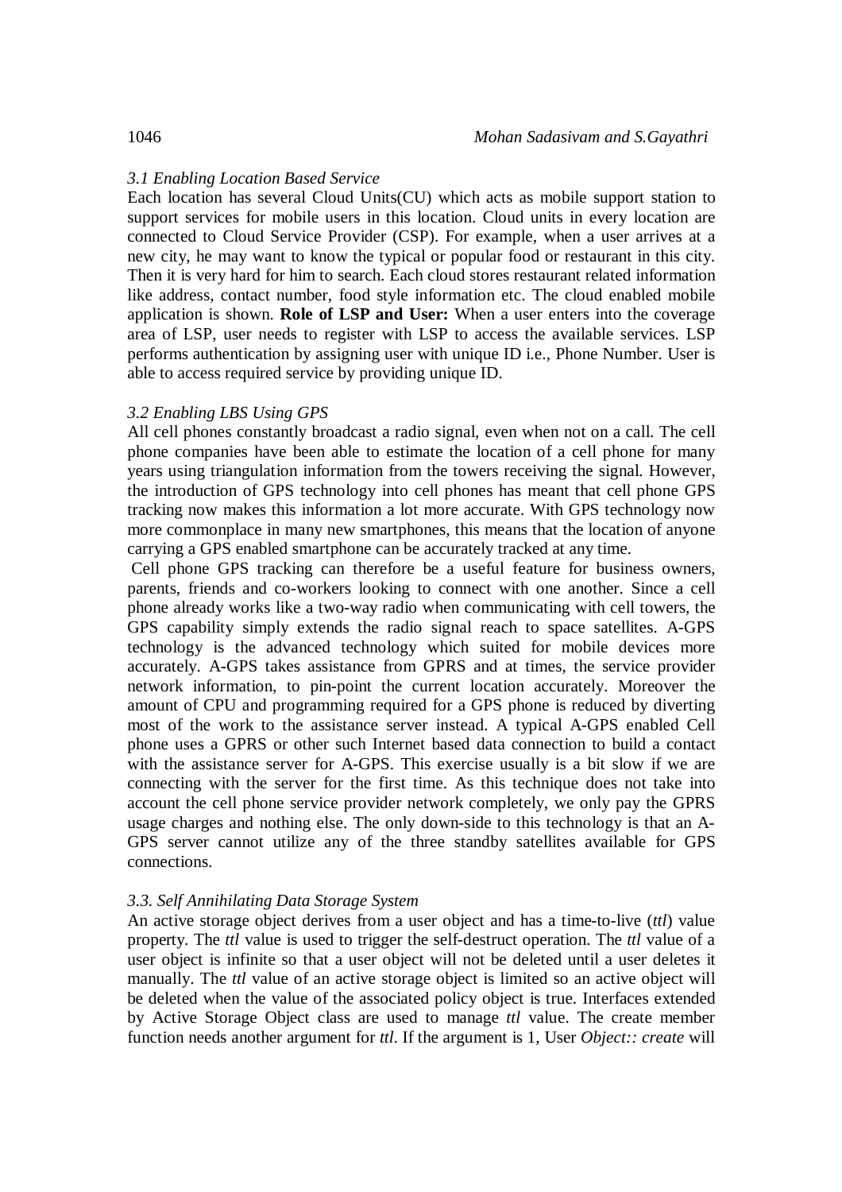### *3.1 Enabling Location Based Service*

Each location has several Cloud Units(CU) which acts as mobile support station to support services for mobile users in this location. Cloud units in every location are connected to Cloud Service Provider (CSP). For example, when a user arrives at a new city, he may want to know the typical or popular food or restaurant in this city. Then it is very hard for him to search. Each cloud stores restaurant related information like address, contact number, food style information etc. The cloud enabled mobile application is shown. **Role of LSP and User:** When a user enters into the coverage area of LSP, user needs to register with LSP to access the available services. LSP performs authentication by assigning user with unique ID i.e., Phone Number. User is able to access required service by providing unique ID.

### *3.2 Enabling LBS Using GPS*

All cell phones constantly broadcast a radio signal, even when not on a call. The cell phone companies have been able to estimate the location of a cell phone for many years using triangulation information from the towers receiving the signal. However, the introduction of GPS technology into cell phones has meant that cell phone GPS tracking now makes this information a lot more accurate. With GPS technology now more commonplace in many new smartphones, this means that the location of anyone carrying a GPS enabled smartphone can be accurately tracked at any time.

Cell phone GPS tracking can therefore be a useful feature for business owners, parents, friends and co-workers looking to connect with one another. Since a cell phone already works like a two-way radio when communicating with cell towers, the GPS capability simply extends the radio signal reach to space satellites. A-GPS technology is the advanced technology which suited for mobile devices more accurately. A-GPS takes assistance from GPRS and at times, the service provider network information, to pin-point the current location accurately. Moreover the amount of CPU and programming required for a GPS phone is reduced by diverting most of the work to the assistance server instead. A typical A-GPS enabled Cell phone uses a GPRS or other such Internet based data connection to build a contact with the assistance server for A-GPS. This exercise usually is a bit slow if we are connecting with the server for the first time. As this technique does not take into account the cell phone service provider network completely, we only pay the GPRS usage charges and nothing else. The only down-side to this technology is that an A-GPS server cannot utilize any of the three standby satellites available for GPS connections.

### *3.3. Self Annihilating Data Storage System*

An active storage object derives from a user object and has a time-to-live (*ttl*) value property. The *ttl* value is used to trigger the self-destruct operation. The *ttl* value of a user object is infinite so that a user object will not be deleted until a user deletes it manually. The *ttl* value of an active storage object is limited so an active object will be deleted when the value of the associated policy object is true. Interfaces extended by Active Storage Object class are used to manage *ttl* value. The create member function needs another argument for *ttl*. If the argument is 1, User *Object:: create* will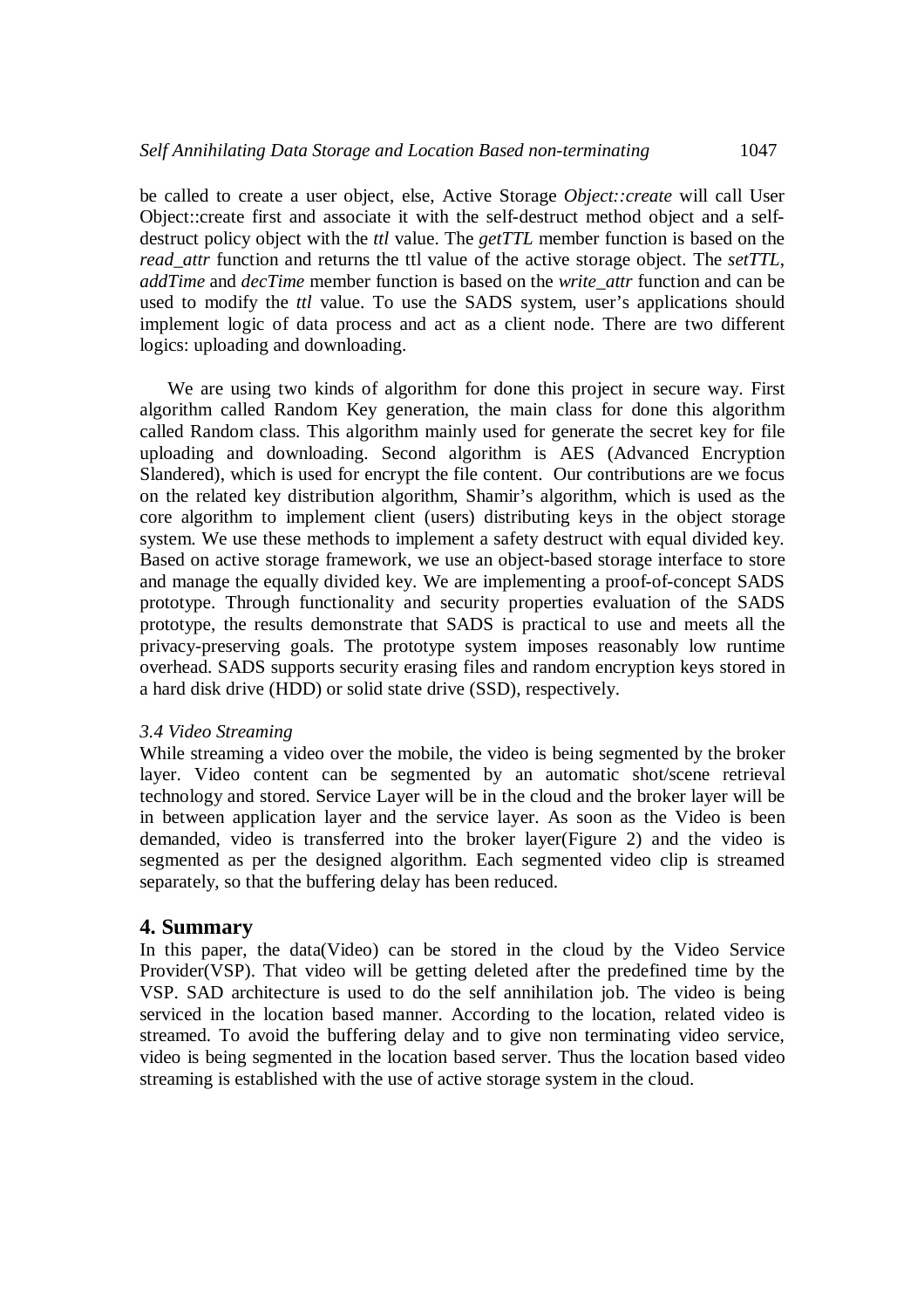be called to create a user object, else, Active Storage *Object::create* will call User Object::create first and associate it with the self-destruct method object and a self-destruct policy object with the *ttl* value. The *getTTL* member function is based on the *read_attr* function and returns the ttl value of the active storage object. The *setTTL*, *addTime* and *decTime* member function is based on the *write_attr* function and can be used to modify the *ttl* value. To use the SADS system, user's applications should implement logic of data process and act as a client node. There are two different logics: uploading and downloading.

We are using two kinds of algorithm for done this project in secure way. First algorithm called Random Key generation, the main class for done this algorithm called Random class. This algorithm mainly used for generate the secret key for file uploading and downloading. Second algorithm is AES (Advanced Encryption Slandered), which is used for encrypt the file content. Our contributions are we focus on the related key distribution algorithm, Shamir's algorithm, which is used as the core algorithm to implement client (users) distributing keys in the object storage system. We use these methods to implement a safety destruct with equal divided key. Based on active storage framework, we use an object-based storage interface to store and manage the equally divided key. We are implementing a proof-of-concept SADS prototype. Through functionality and security properties evaluation of the SADS prototype, the results demonstrate that SADS is practical to use and meets all the privacy-preserving goals. The prototype system imposes reasonably low runtime overhead. SADS supports security erasing files and random encryption keys stored in a hard disk drive (HDD) or solid state drive (SSD), respectively.

### *3.4 Video Streaming*

While streaming a video over the mobile, the video is being segmented by the broker layer. Video content can be segmented by an automatic shot/scene retrieval technology and stored. Service Layer will be in the cloud and the broker layer will be in between application layer and the service layer. As soon as the Video is been demanded, video is transferred into the broker layer(Figure 2) and the video is segmented as per the designed algorithm. Each segmented video clip is streamed separately, so that the buffering delay has been reduced.

## 4. Summary

In this paper, the data(Video) can be stored in the cloud by the Video Service Provider(VSP). That video will be getting deleted after the predefined time by the VSP. SAD architecture is used to do the self annihilation job. The video is being serviced in the location based manner. According to the location, related video is streamed. To avoid the buffering delay and to give non terminating video service, video is being segmented in the location based server. Thus the location based video streaming is established with the use of active storage system in the cloud.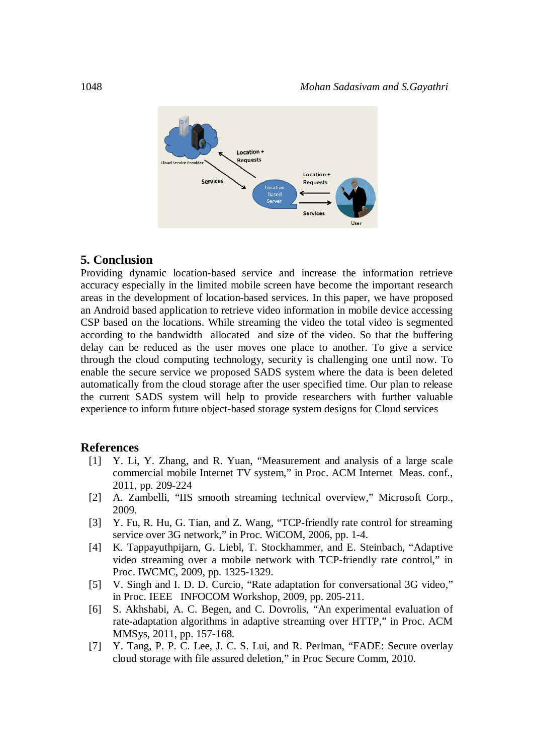## 5. Conclusion

Providing dynamic location-based service and increase the information retrieve accuracy especially in the limited mobile screen have become the important research areas in the development of location-based services. In this paper, we have proposed an Android based application to retrieve video information in mobile device accessing CSP based on the locations. While streaming the video the total video is segmented according to the bandwidth allocated and size of the video. So that the buffering delay can be reduced as the user moves one place to another. To give a service through the cloud computing technology, security is challenging one until now. To enable the secure service we proposed SADS system where the data is been deleted automatically from the cloud storage after the user specified time. Our plan to release the current SADS system will help to provide researchers with further valuable experience to inform future object-based storage system designs for Cloud services

## References

[1] Y. Li, Y. Zhang, and R. Yuan, "Measurement and analysis of a large scale commercial mobile Internet TV system," in Proc. ACM Internet Meas. conf., 2011, pp. 209-224

[2] A. Zambelli, "IIS smooth streaming technical overview," Microsoft Corp., 2009.

[3] Y. Fu, R. Hu, G. Tian, and Z. Wang, "TCP-friendly rate control for streaming service over 3G network," in Proc. WiCOM, 2006, pp. 1-4.

[4] K. Tappayuthpijarn, G. Liebl, T. Stockhammer, and E. Steinbach, "Adaptive video streaming over a mobile network with TCP-friendly rate control," in Proc. IWCMC, 2009, pp. 1325-1329.

[5] V. Singh and I. D. D. Curcio, "Rate adaptation for conversational 3G video," in Proc. IEEE INFOCOM Workshop, 2009, pp. 205-211.

[6] S. Akhshabi, A. C. Begen, and C. Dovrolis, "An experimental evaluation of rate-adaptation algorithms in adaptive streaming over HTTP," in Proc. ACM MMSys, 2011, pp. 157-168.

[7] Y. Tang, P. P. C. Lee, J. C. S. Lui, and R. Perlman, "FADE: Secure overlay cloud storage with file assured deletion," in Proc Secure Comm, 2010.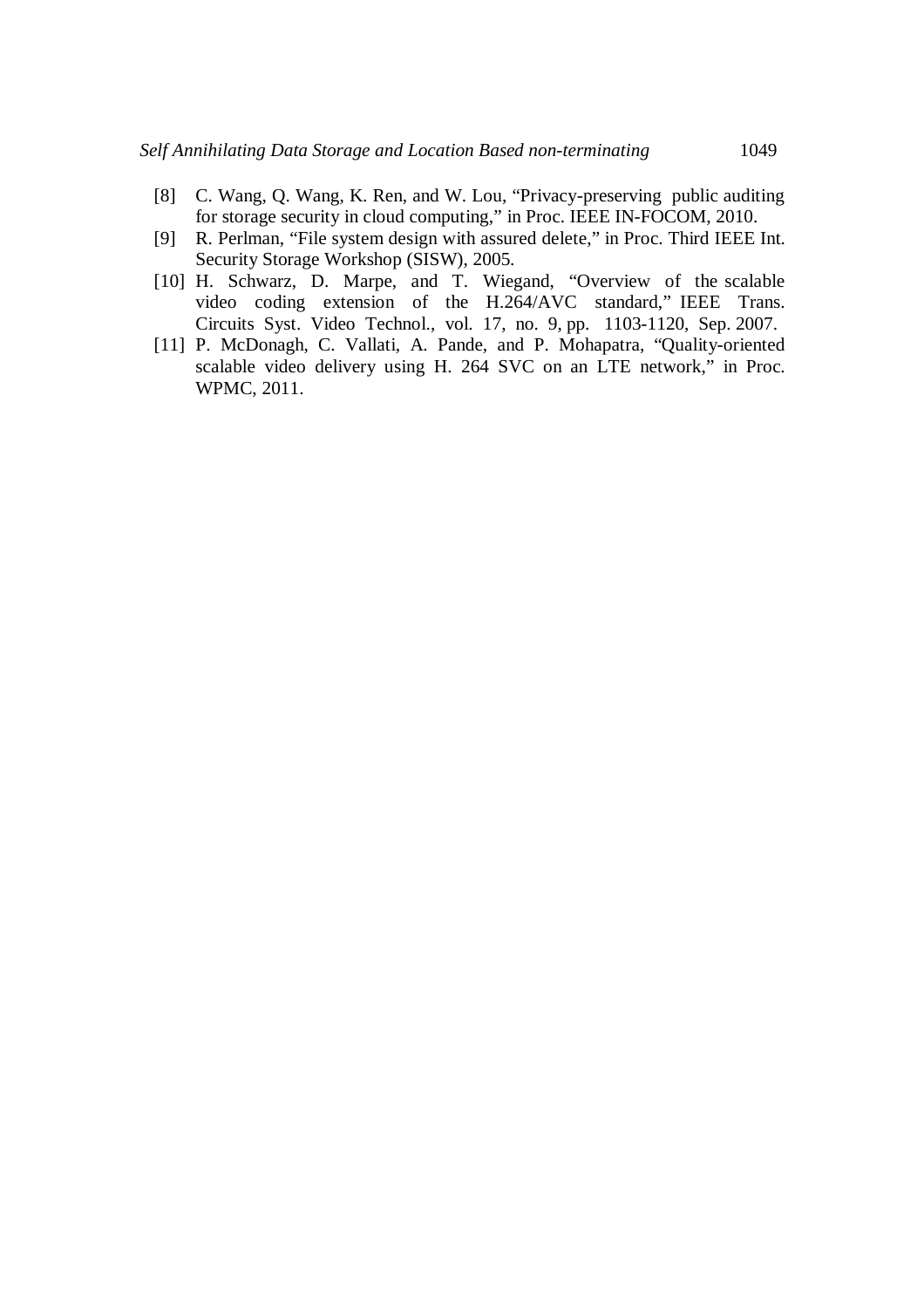[8] C. Wang, Q. Wang, K. Ren, and W. Lou, "Privacy-preserving public auditing for storage security in cloud computing," in Proc. IEEE IN-FOCOM, 2010.

[9] R. Perlman, "File system design with assured delete," in Proc. Third IEEE Int. Security Storage Workshop (SISW), 2005.

[10] H. Schwarz, D. Marpe, and T. Wiegand, "Overview of the scalable video coding extension of the H.264/AVC standard," IEEE Trans. Circuits Syst. Video Technol., vol. 17, no. 9, pp. 1103-1120, Sep. 2007.

[11] P. McDonagh, C. Vallati, A. Pande, and P. Mohapatra, "Quality-oriented scalable video delivery using H. 264 SVC on an LTE network," in Proc. WPMC, 2011.